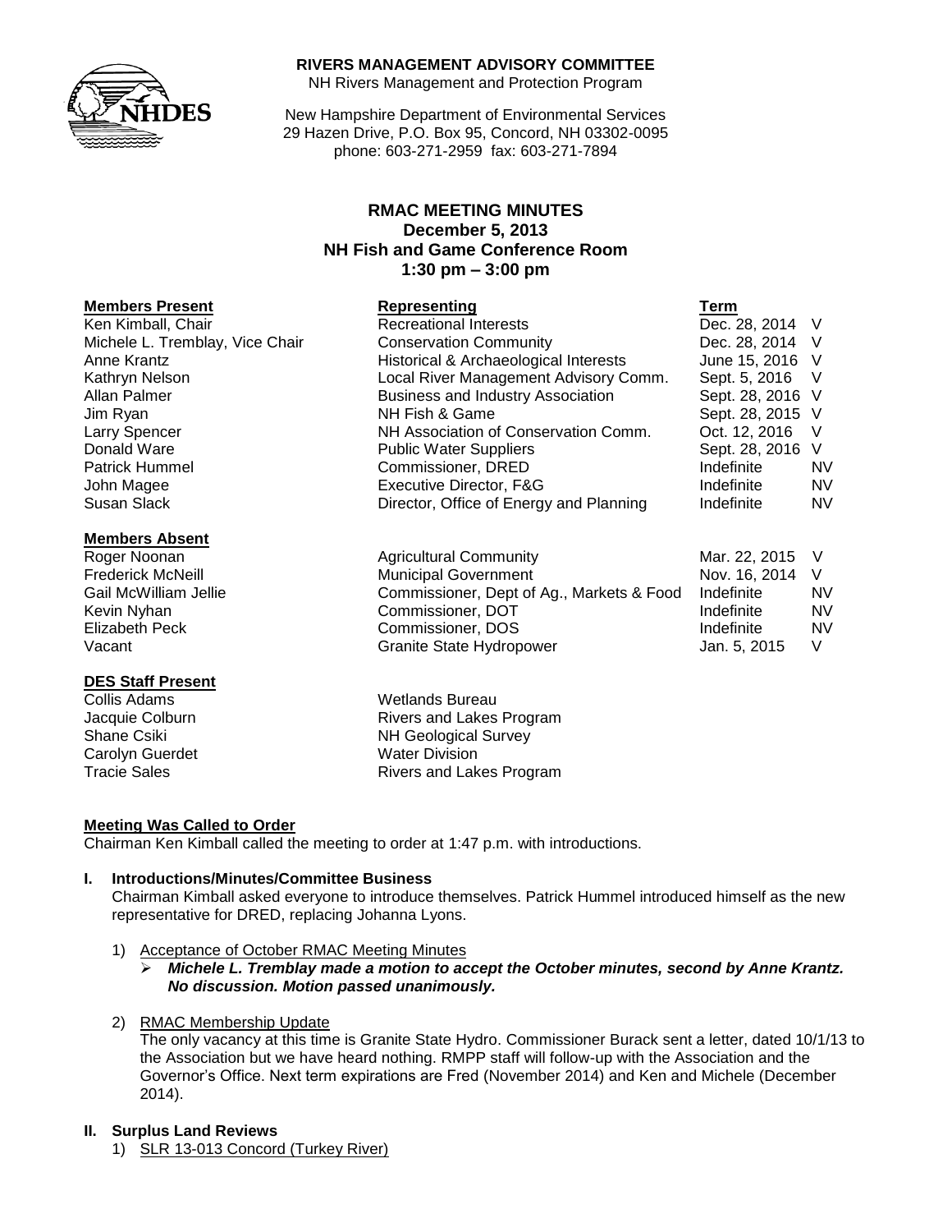**RIVERS MANAGEMENT ADVISORY COMMITTEE**
NH Rivers Management and Protection Program

New Hampshire Department of Environmental Services
29 Hazen Drive, P.O. Box 95, Concord, NH 03302-0095
phone: 603-271-2959 fax: 603-271-7894

# RMAC MEETING MINUTES
**December 5, 2013**
**NH Fish and Game Conference Room**
**1:30 pm – 3:00 pm**

| **Members Present** | **Representing** | **Term** | |
|---|---|---|---|
| Ken Kimball, Chair | Recreational Interests | Dec. 28, 2014 | V |
| Michele L. Tremblay, Vice Chair | Conservation Community | Dec. 28, 2014 | V |
| Anne Krantz | Historical & Archaeological Interests | June 15, 2016 | V |
| Kathryn Nelson | Local River Management Advisory Comm. | Sept. 5, 2016 | V |
| Allan Palmer | Business and Industry Association | Sept. 28, 2016 | V |
| Jim Ryan | NH Fish & Game | Sept. 28, 2015 | V |
| Larry Spencer | NH Association of Conservation Comm. | Oct. 12, 2016 | V |
| Donald Ware | Public Water Suppliers | Sept. 28, 2016 | V |
| Patrick Hummel | Commissioner, DRED | Indefinite | NV |
| John Magee | Executive Director, F&G | Indefinite | NV |
| Susan Slack | Director, Office of Energy and Planning | Indefinite | NV |

| **Members Absent** | | | |
|---|---|---|---|
| Roger Noonan | Agricultural Community | Mar. 22, 2015 | V |
| Frederick McNeill | Municipal Government | Nov. 16, 2014 | V |
| Gail McWilliam Jellie | Commissioner, Dept of Ag., Markets & Food | Indefinite | NV |
| Kevin Nyhan | Commissioner, DOT | Indefinite | NV |
| Elizabeth Peck | Commissioner, DOS | Indefinite | NV |
| Vacant | Granite State Hydropower | Jan. 5, 2015 | V |

| **DES Staff Present** | |
|---|---|
| Collis Adams | Wetlands Bureau |
| Jacquie Colburn | Rivers and Lakes Program |
| Shane Csiki | NH Geological Survey |
| Carolyn Guerdet | Water Division |
| Tracie Sales | Rivers and Lakes Program |

**Meeting Was Called to Order**
Chairman Ken Kimball called the meeting to order at 1:47 p.m. with introductions.

**I. Introductions/Minutes/Committee Business**
Chairman Kimball asked everyone to introduce themselves. Patrick Hummel introduced himself as the new representative for DRED, replacing Johanna Lyons.

1) Acceptance of October RMAC Meeting Minutes
   - ***Michele L. Tremblay made a motion to accept the October minutes, second by Anne Krantz. No discussion. Motion passed unanimously.***

2) RMAC Membership Update
   The only vacancy at this time is Granite State Hydro. Commissioner Burack sent a letter, dated 10/1/13 to the Association but we have heard nothing. RMPP staff will follow-up with the Association and the Governor's Office. Next term expirations are Fred (November 2014) and Ken and Michele (December 2014).

**II. Surplus Land Reviews**
1) SLR 13-013 Concord (Turkey River)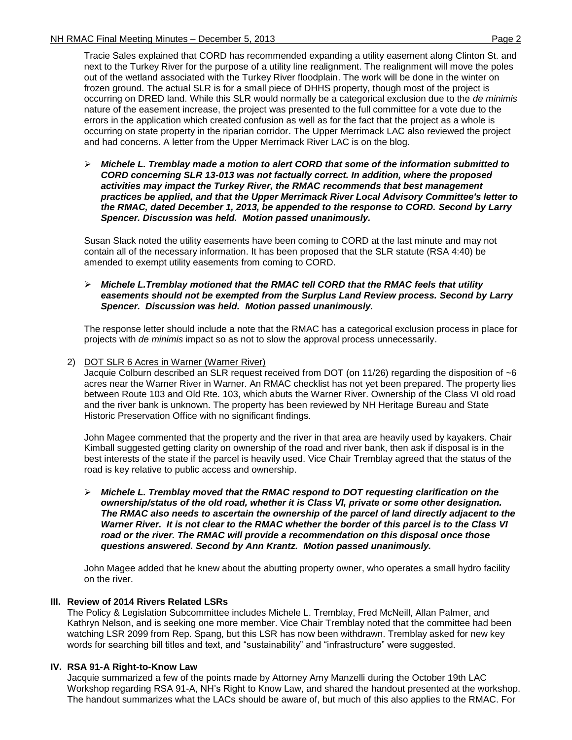Tracie Sales explained that CORD has recommended expanding a utility easement along Clinton St. and next to the Turkey River for the purpose of a utility line realignment. The realignment will move the poles out of the wetland associated with the Turkey River floodplain. The work will be done in the winter on frozen ground. The actual SLR is for a small piece of DHHS property, though most of the project is occurring on DRED land. While this SLR would normally be a categorical exclusion due to the *de minimis* nature of the easement increase, the project was presented to the full committee for a vote due to the errors in the application which created confusion as well as for the fact that the project as a whole is occurring on state property in the riparian corridor. The Upper Merrimack LAC also reviewed the project and had concerns. A letter from the Upper Merrimack River LAC is on the blog.

- ***Michele L. Tremblay made a motion to alert CORD that some of the information submitted to CORD concerning SLR 13-013 was not factually correct. In addition, where the proposed activities may impact the Turkey River, the RMAC recommends that best management practices be applied, and that the Upper Merrimack River Local Advisory Committee's letter to the RMAC, dated December 1, 2013, be appended to the response to CORD. Second by Larry Spencer. Discussion was held. Motion passed unanimously.***

Susan Slack noted the utility easements have been coming to CORD at the last minute and may not contain all of the necessary information. It has been proposed that the SLR statute (RSA 4:40) be amended to exempt utility easements from coming to CORD.

- ***Michele L.Tremblay motioned that the RMAC tell CORD that the RMAC feels that utility easements should not be exempted from the Surplus Land Review process. Second by Larry Spencer. Discussion was held. Motion passed unanimously.***

The response letter should include a note that the RMAC has a categorical exclusion process in place for projects with *de minimis* impact so as not to slow the approval process unnecessarily.

2) DOT SLR 6 Acres in Warner (Warner River)
Jacquie Colburn described an SLR request received from DOT (on 11/26) regarding the disposition of ~6 acres near the Warner River in Warner. An RMAC checklist has not yet been prepared. The property lies between Route 103 and Old Rte. 103, which abuts the Warner River. Ownership of the Class VI old road and the river bank is unknown. The property has been reviewed by NH Heritage Bureau and State Historic Preservation Office with no significant findings.

John Magee commented that the property and the river in that area are heavily used by kayakers. Chair Kimball suggested getting clarity on ownership of the road and river bank, then ask if disposal is in the best interests of the state if the parcel is heavily used. Vice Chair Tremblay agreed that the status of the road is key relative to public access and ownership.

- ***Michele L. Tremblay moved that the RMAC respond to DOT requesting clarification on the ownership/status of the old road, whether it is Class VI, private or some other designation. The RMAC also needs to ascertain the ownership of the parcel of land directly adjacent to the Warner River. It is not clear to the RMAC whether the border of this parcel is to the Class VI road or the river. The RMAC will provide a recommendation on this disposal once those questions answered. Second by Ann Krantz. Motion passed unanimously.***

John Magee added that he knew about the abutting property owner, who operates a small hydro facility on the river.

## III. Review of 2014 Rivers Related LSRs

The Policy & Legislation Subcommittee includes Michele L. Tremblay, Fred McNeill, Allan Palmer, and Kathryn Nelson, and is seeking one more member. Vice Chair Tremblay noted that the committee had been watching LSR 2099 from Rep. Spang, but this LSR has now been withdrawn. Tremblay asked for new key words for searching bill titles and text, and "sustainability" and "infrastructure" were suggested.

## IV. RSA 91-A Right-to-Know Law

Jacquie summarized a few of the points made by Attorney Amy Manzelli during the October 19th LAC Workshop regarding RSA 91-A, NH's Right to Know Law, and shared the handout presented at the workshop. The handout summarizes what the LACs should be aware of, but much of this also applies to the RMAC. For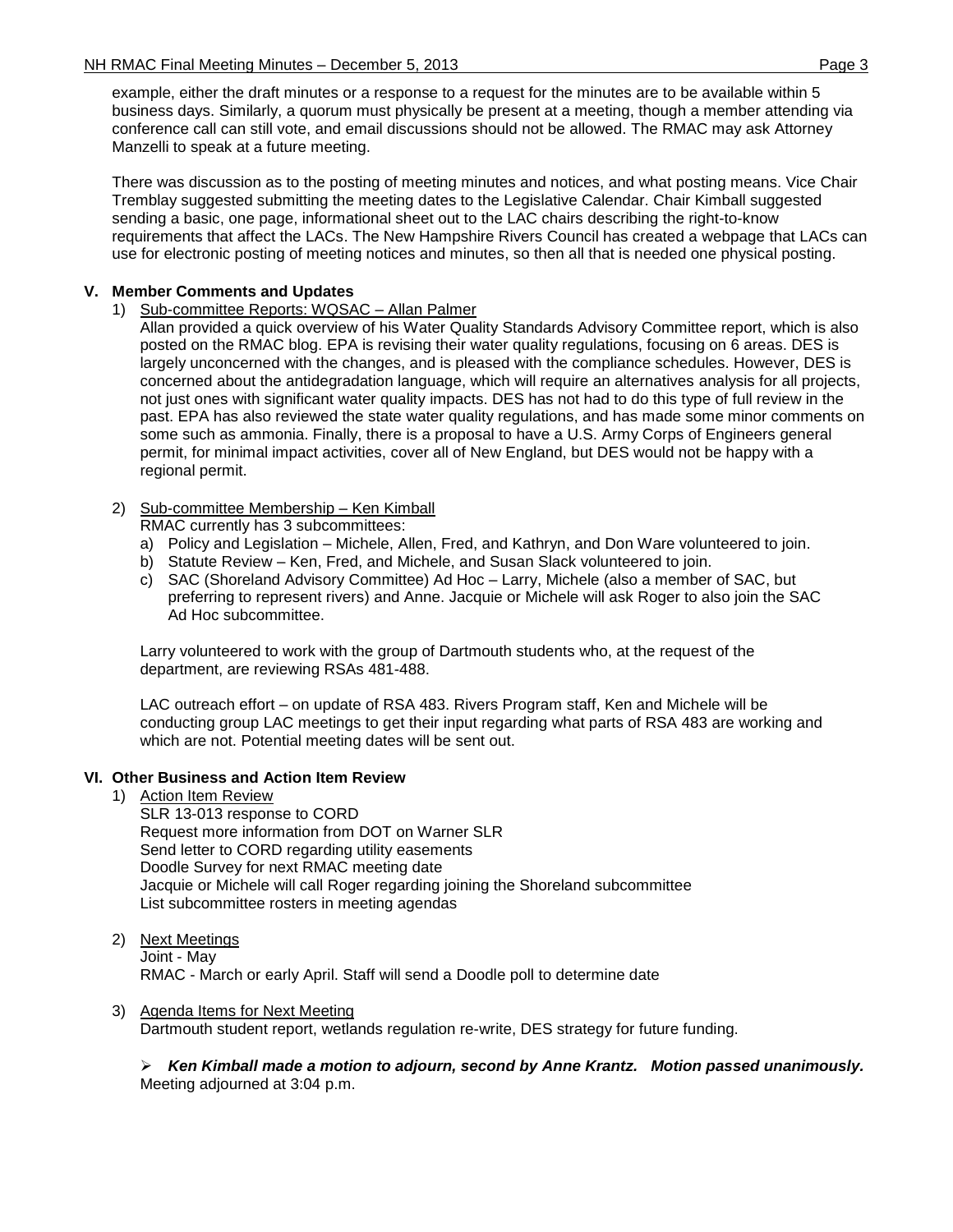example, either the draft minutes or a response to a request for the minutes are to be available within 5 business days. Similarly, a quorum must physically be present at a meeting, though a member attending via conference call can still vote, and email discussions should not be allowed. The RMAC may ask Attorney Manzelli to speak at a future meeting.

There was discussion as to the posting of meeting minutes and notices, and what posting means. Vice Chair Tremblay suggested submitting the meeting dates to the Legislative Calendar. Chair Kimball suggested sending a basic, one page, informational sheet out to the LAC chairs describing the right-to-know requirements that affect the LACs. The New Hampshire Rivers Council has created a webpage that LACs can use for electronic posting of meeting notices and minutes, so then all that is needed one physical posting.

## V. Member Comments and Updates

1) <u>Sub-committee Reports: WQSAC – Allan Palmer</u>

   Allan provided a quick overview of his Water Quality Standards Advisory Committee report, which is also posted on the RMAC blog. EPA is revising their water quality regulations, focusing on 6 areas. DES is largely unconcerned with the changes, and is pleased with the compliance schedules. However, DES is concerned about the antidegradation language, which will require an alternatives analysis for all projects, not just ones with significant water quality impacts. DES has not had to do this type of full review in the past. EPA has also reviewed the state water quality regulations, and has made some minor comments on some such as ammonia. Finally, there is a proposal to have a U.S. Army Corps of Engineers general permit, for minimal impact activities, cover all of New England, but DES would not be happy with a regional permit.

2) <u>Sub-committee Membership – Ken Kimball</u>

   RMAC currently has 3 subcommittees:

   a) Policy and Legislation – Michele, Allen, Fred, and Kathryn, and Don Ware volunteered to join.
   b) Statute Review – Ken, Fred, and Michele, and Susan Slack volunteered to join.
   c) SAC (Shoreland Advisory Committee) Ad Hoc – Larry, Michele (also a member of SAC, but preferring to represent rivers) and Anne. Jacquie or Michele will ask Roger to also join the SAC Ad Hoc subcommittee.

   Larry volunteered to work with the group of Dartmouth students who, at the request of the department, are reviewing RSAs 481-488.

   LAC outreach effort – on update of RSA 483. Rivers Program staff, Ken and Michele will be conducting group LAC meetings to get their input regarding what parts of RSA 483 are working and which are not. Potential meeting dates will be sent out.

## VI. Other Business and Action Item Review

1) <u>Action Item Review</u>

   SLR 13-013 response to CORD
   Request more information from DOT on Warner SLR
   Send letter to CORD regarding utility easements
   Doodle Survey for next RMAC meeting date
   Jacquie or Michele will call Roger regarding joining the Shoreland subcommittee
   List subcommittee rosters in meeting agendas

2) <u>Next Meetings</u>

   Joint - May
   RMAC - March or early April. Staff will send a Doodle poll to determine date

3) <u>Agenda Items for Next Meeting</u>

   Dartmouth student report, wetlands regulation re-write, DES strategy for future funding.

   ➢ ***Ken Kimball made a motion to adjourn, second by Anne Krantz. Motion passed unanimously.***
   Meeting adjourned at 3:04 p.m.